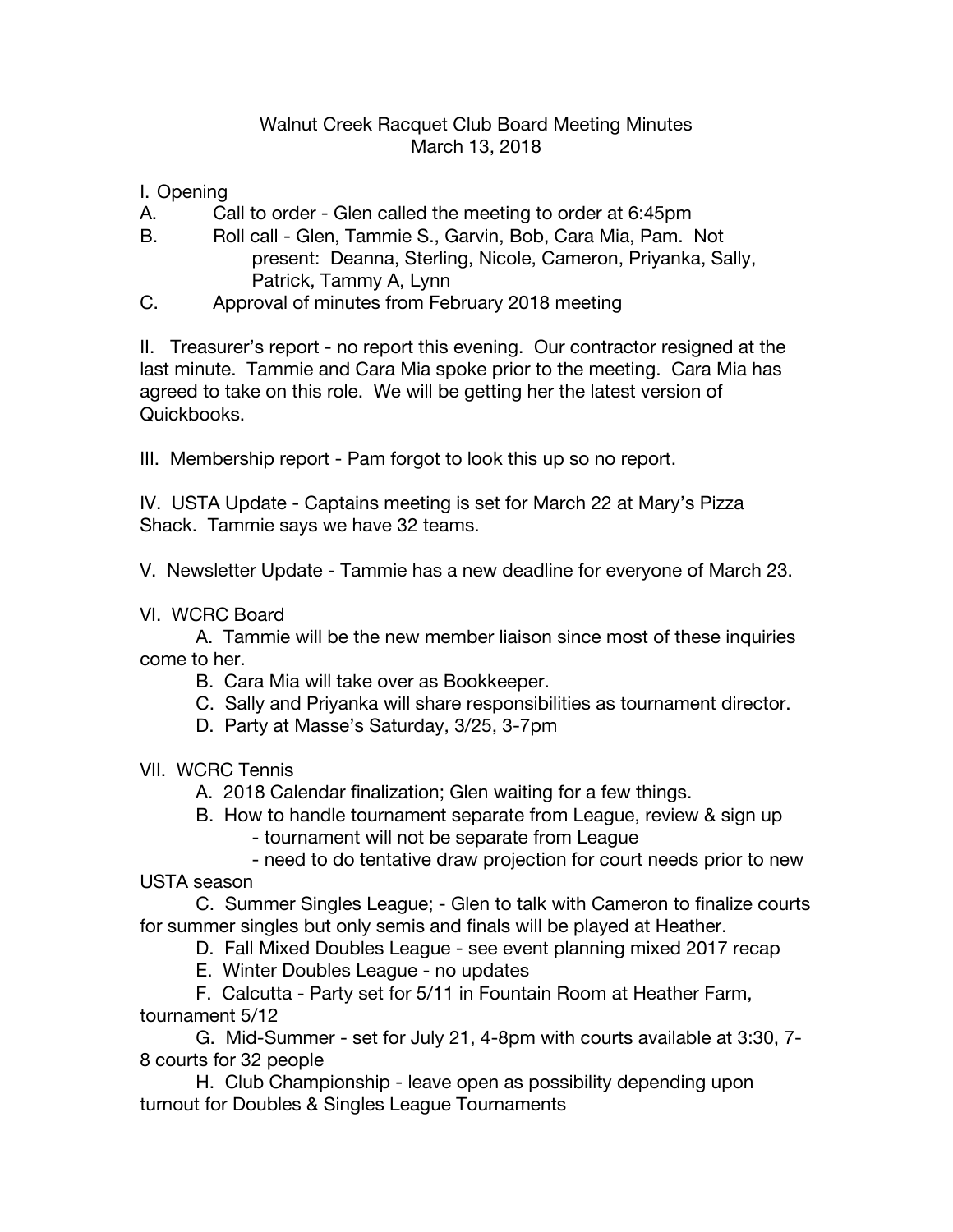# Walnut Creek Racquet Club Board Meeting Minutes
## March 13, 2018

I. Opening

A. Call to order - Glen called the meeting to order at 6:45pm

B. Roll call - Glen, Tammie S., Garvin, Bob, Cara Mia, Pam. Not present: Deanna, Sterling, Nicole, Cameron, Priyanka, Sally, Patrick, Tammy A, Lynn

C. Approval of minutes from February 2018 meeting

II. Treasurer's report - no report this evening. Our contractor resigned at the last minute. Tammie and Cara Mia spoke prior to the meeting. Cara Mia has agreed to take on this role. We will be getting her the latest version of Quickbooks.

III. Membership report - Pam forgot to look this up so no report.

IV. USTA Update - Captains meeting is set for March 22 at Mary's Pizza Shack. Tammie says we have 32 teams.

V. Newsletter Update - Tammie has a new deadline for everyone of March 23.

VI. WCRC Board

A. Tammie will be the new member liaison since most of these inquiries come to her.

B. Cara Mia will take over as Bookkeeper.

C. Sally and Priyanka will share responsibilities as tournament director.

D. Party at Masse's Saturday, 3/25, 3-7pm

VII. WCRC Tennis

A. 2018 Calendar finalization; Glen waiting for a few things.

B. How to handle tournament separate from League, review & sign up
- tournament will not be separate from League
- need to do tentative draw projection for court needs prior to new USTA season

C. Summer Singles League; - Glen to talk with Cameron to finalize courts for summer singles but only semis and finals will be played at Heather.

D. Fall Mixed Doubles League - see event planning mixed 2017 recap

E. Winter Doubles League - no updates

F. Calcutta - Party set for 5/11 in Fountain Room at Heather Farm, tournament 5/12

G. Mid-Summer - set for July 21, 4-8pm with courts available at 3:30, 7-8 courts for 32 people

H. Club Championship - leave open as possibility depending upon turnout for Doubles & Singles League Tournaments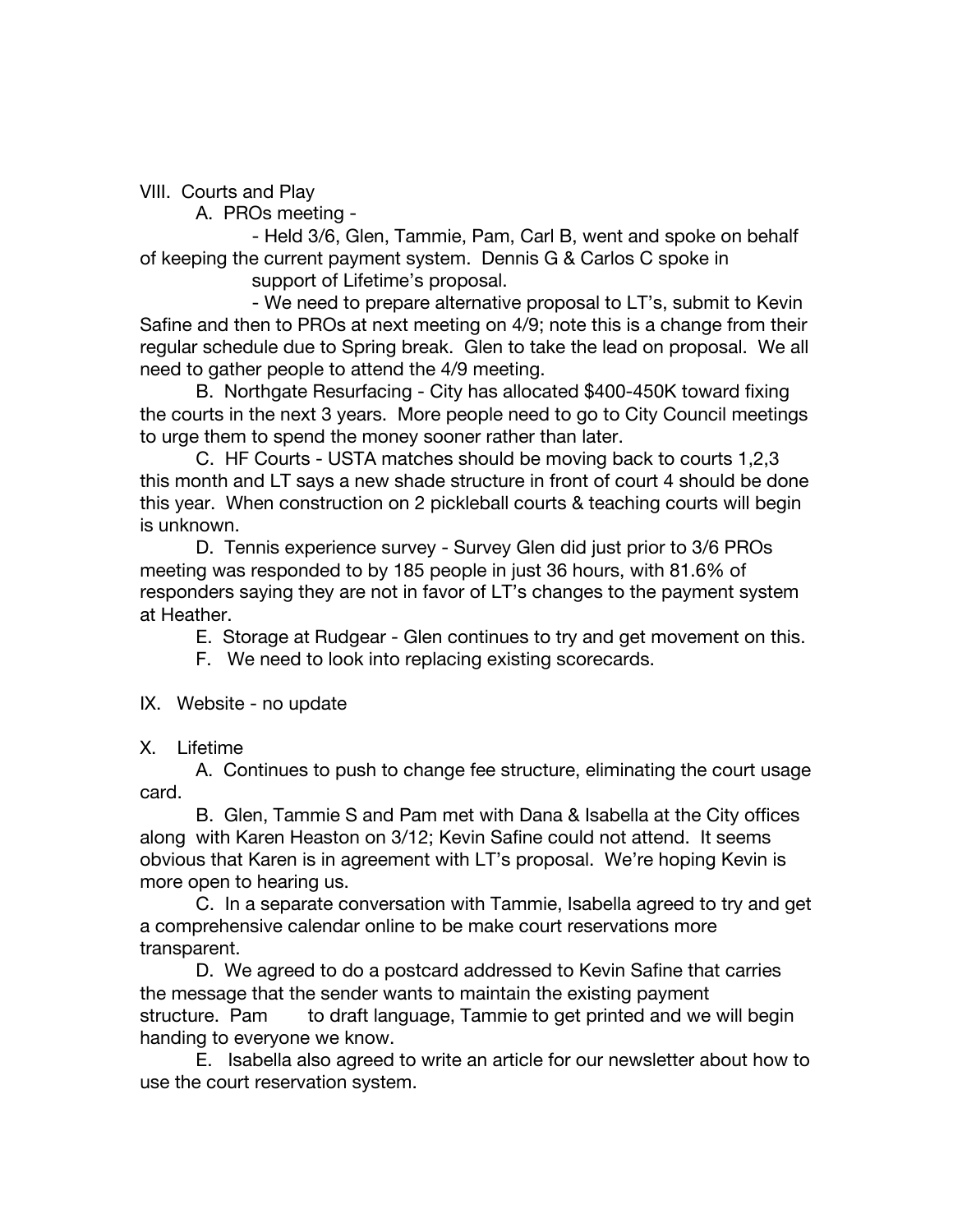VIII. Courts and Play

A. PROs meeting -

- Held 3/6, Glen, Tammie, Pam, Carl B, went and spoke on behalf of keeping the current payment system. Dennis G & Carlos C spoke in support of Lifetime's proposal.
- We need to prepare alternative proposal to LT's, submit to Kevin Safine and then to PROs at next meeting on 4/9; note this is a change from their regular schedule due to Spring break. Glen to take the lead on proposal. We all need to gather people to attend the 4/9 meeting.

B. Northgate Resurfacing - City has allocated $400-450K toward fixing the courts in the next 3 years. More people need to go to City Council meetings to urge them to spend the money sooner rather than later.

C. HF Courts - USTA matches should be moving back to courts 1,2,3 this month and LT says a new shade structure in front of court 4 should be done this year. When construction on 2 pickleball courts & teaching courts will begin is unknown.

D. Tennis experience survey - Survey Glen did just prior to 3/6 PROs meeting was responded to by 185 people in just 36 hours, with 81.6% of responders saying they are not in favor of LT's changes to the payment system at Heather.

E. Storage at Rudgear - Glen continues to try and get movement on this.

F. We need to look into replacing existing scorecards.

IX. Website - no update

X. Lifetime

A. Continues to push to change fee structure, eliminating the court usage card.

B. Glen, Tammie S and Pam met with Dana & Isabella at the City offices along with Karen Heaston on 3/12; Kevin Safine could not attend. It seems obvious that Karen is in agreement with LT's proposal. We're hoping Kevin is more open to hearing us.

C. In a separate conversation with Tammie, Isabella agreed to try and get a comprehensive calendar online to be make court reservations more transparent.

D. We agreed to do a postcard addressed to Kevin Safine that carries the message that the sender wants to maintain the existing payment structure. Pam to draft language, Tammie to get printed and we will begin handing to everyone we know.

E. Isabella also agreed to write an article for our newsletter about how to use the court reservation system.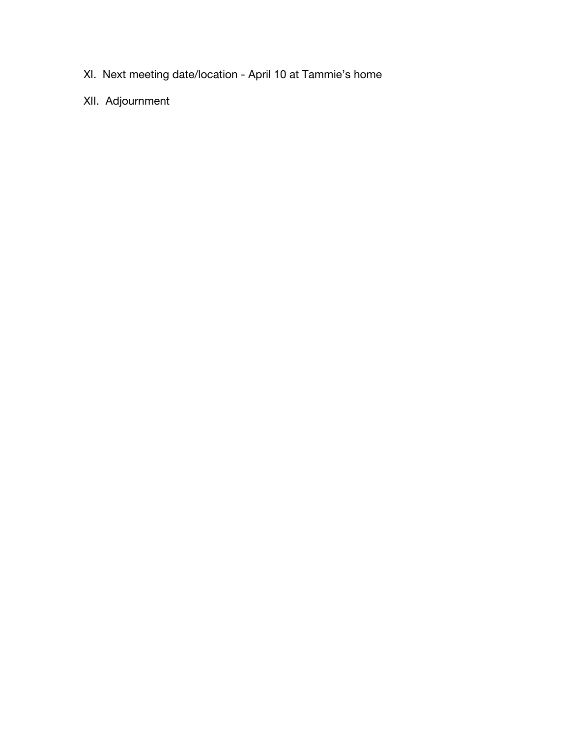XI. Next meeting date/location - April 10 at Tammie's home

XII. Adjournment